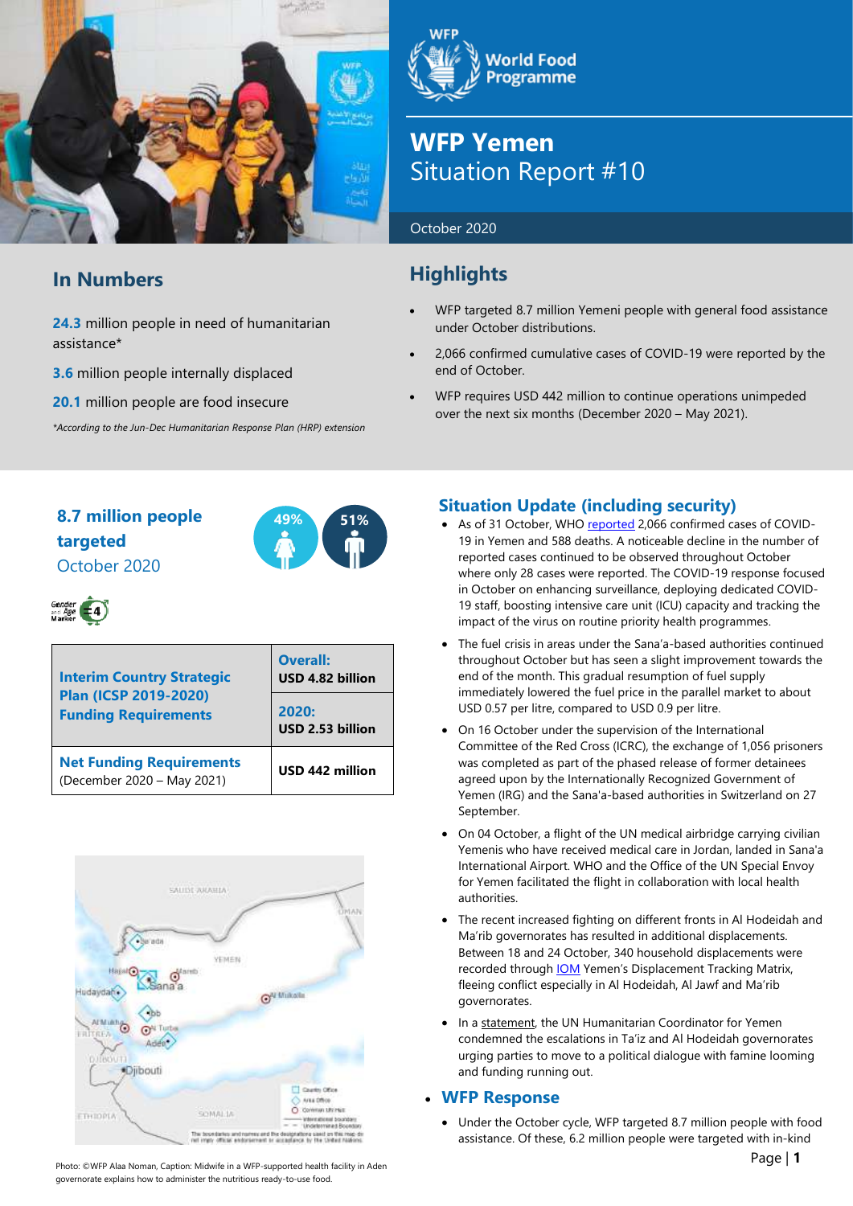# WFP Yemen
## Situation Report #10

October 2020

## In Numbers

**24.3** million people in need of humanitarian assistance*

**3.6** million people internally displaced

**20.1** million people are food insecure

*\*According to the Jun-Dec Humanitarian Response Plan (HRP) extension*

## Highlights

- WFP targeted 8.7 million Yemeni people with general food assistance under October distributions.
- 2,066 confirmed cumulative cases of COVID-19 were reported by the end of October.
- WFP requires USD 442 million to continue operations unimpeded over the next six months (December 2020 – May 2021).

**8.7 million people targeted**
October 2020

49% 51%

| Interim Country Strategic Plan (ICSP 2019-2020) Funding Requirements | Overall: USD 4.82 billion |
|---|---|
| | 2020: USD 2.53 billion |
| Net Funding Requirements (December 2020 – May 2021) | USD 442 million |

Photo: ©WFP Alaa Noman, Caption: Midwife in a WFP-supported health facility in Aden governorate explains how to administer the nutritious ready-to-use food.

## Situation Update (including security)

- As of 31 October, WHO reported 2,066 confirmed cases of COVID-19 in Yemen and 588 deaths. A noticeable decline in the number of reported cases continued to be observed throughout October where only 28 cases were reported. The COVID-19 response focused in October on enhancing surveillance, deploying dedicated COVID-19 staff, boosting intensive care unit (ICU) capacity and tracking the impact of the virus on routine priority health programmes.
- The fuel crisis in areas under the Sana'a-based authorities continued throughout October but has seen a slight improvement towards the end of the month. This gradual resumption of fuel supply immediately lowered the fuel price in the parallel market to about USD 0.57 per litre, compared to USD 0.9 per litre.
- On 16 October under the supervision of the International Committee of the Red Cross (ICRC), the exchange of 1,056 prisoners was completed as part of the phased release of former detainees agreed upon by the Internationally Recognized Government of Yemen (IRG) and the Sana'a-based authorities in Switzerland on 27 September.
- On 04 October, a flight of the UN medical airbridge carrying civilian Yemenis who have received medical care in Jordan, landed in Sana'a International Airport. WHO and the Office of the UN Special Envoy for Yemen facilitated the flight in collaboration with local health authorities.
- The recent increased fighting on different fronts in Al Hodeidah and Ma'rib governorates has resulted in additional displacements. Between 18 and 24 October, 340 household displacements were recorded through IOM Yemen's Displacement Tracking Matrix, fleeing conflict especially in Al Hodeidah, Al Jawf and Ma'rib governorates.
- In a statement, the UN Humanitarian Coordinator for Yemen condemned the escalations in Ta'iz and Al Hodeidah governorates urging parties to move to a political dialogue with famine looming and funding running out.

## WFP Response

- Under the October cycle, WFP targeted 8.7 million people with food assistance. Of these, 6.2 million people were targeted with in-kind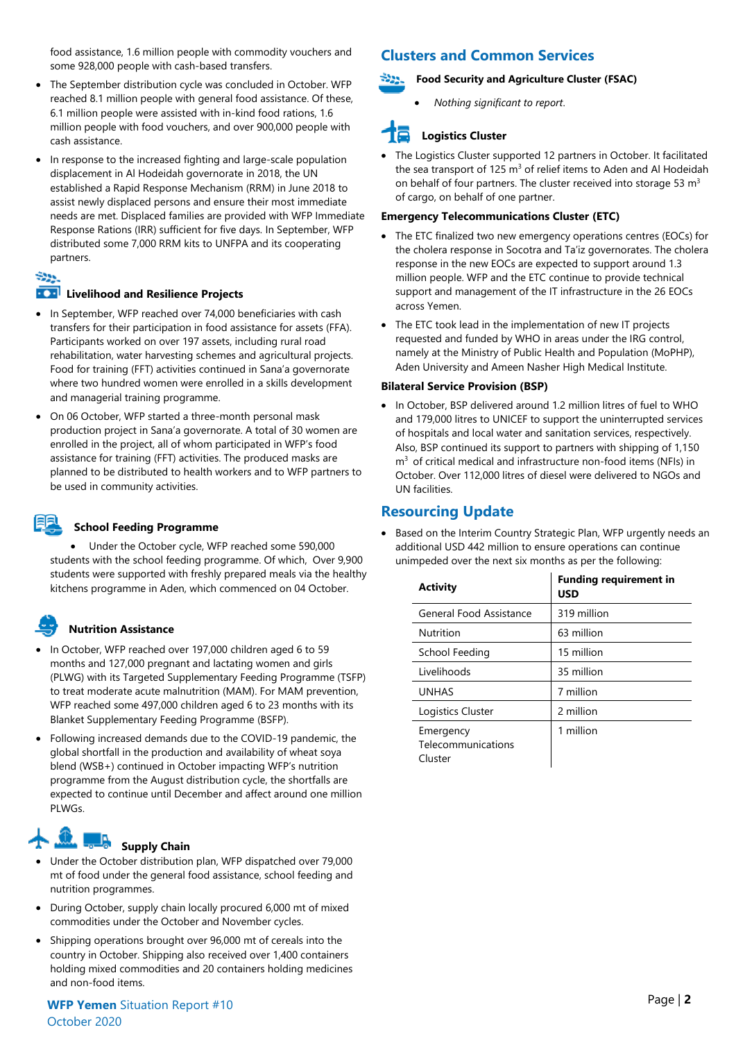food assistance, 1.6 million people with commodity vouchers and some 928,000 people with cash-based transfers.

- The September distribution cycle was concluded in October. WFP reached 8.1 million people with general food assistance. Of these, 6.1 million people were assisted with in-kind food rations, 1.6 million people with food vouchers, and over 900,000 people with cash assistance.
- In response to the increased fighting and large-scale population displacement in Al Hodeidah governorate in 2018, the UN established a Rapid Response Mechanism (RRM) in June 2018 to assist newly displaced persons and ensure their most immediate needs are met. Displaced families are provided with WFP Immediate Response Rations (IRR) sufficient for five days. In September, WFP distributed some 7,000 RRM kits to UNFPA and its cooperating partners.

### Livelihood and Resilience Projects

- In September, WFP reached over 74,000 beneficiaries with cash transfers for their participation in food assistance for assets (FFA). Participants worked on over 197 assets, including rural road rehabilitation, water harvesting schemes and agricultural projects. Food for training (FFT) activities continued in Sana'a governorate where two hundred women were enrolled in a skills development and managerial training programme.
- On 06 October, WFP started a three-month personal mask production project in Sana'a governorate. A total of 30 women are enrolled in the project, all of whom participated in WFP's food assistance for training (FFT) activities. The produced masks are planned to be distributed to health workers and to WFP partners to be used in community activities.

### School Feeding Programme

- Under the October cycle, WFP reached some 590,000 students with the school feeding programme. Of which, Over 9,900 students were supported with freshly prepared meals via the healthy kitchens programme in Aden, which commenced on 04 October.

### Nutrition Assistance

- In October, WFP reached over 197,000 children aged 6 to 59 months and 127,000 pregnant and lactating women and girls (PLWG) with its Targeted Supplementary Feeding Programme (TSFP) to treat moderate acute malnutrition (MAM). For MAM prevention, WFP reached some 497,000 children aged 6 to 23 months with its Blanket Supplementary Feeding Programme (BSFP).
- Following increased demands due to the COVID-19 pandemic, the global shortfall in the production and availability of wheat soya blend (WSB+) continued in October impacting WFP's nutrition programme from the August distribution cycle, the shortfalls are expected to continue until December and affect around one million PLWGs.

### Supply Chain

- Under the October distribution plan, WFP dispatched over 79,000 mt of food under the general food assistance, school feeding and nutrition programmes.
- During October, supply chain locally procured 6,000 mt of mixed commodities under the October and November cycles.
- Shipping operations brought over 96,000 mt of cereals into the country in October. Shipping also received over 1,400 containers holding mixed commodities and 20 containers holding medicines and non-food items.

## Clusters and Common Services

### Food Security and Agriculture Cluster (FSAC)

- *Nothing significant to report.*

### Logistics Cluster

- The Logistics Cluster supported 12 partners in October. It facilitated the sea transport of 125 $m^3$ of relief items to Aden and Al Hodeidah on behalf of four partners. The cluster received into storage 53 $m^3$ of cargo, on behalf of one partner.

**Emergency Telecommunications Cluster (ETC)**

- The ETC finalized two new emergency operations centres (EOCs) for the cholera response in Socotra and Ta'iz governorates. The cholera response in the new EOCs are expected to support around 1.3 million people. WFP and the ETC continue to provide technical support and management of the IT infrastructure in the 26 EOCs across Yemen.
- The ETC took lead in the implementation of new IT projects requested and funded by WHO in areas under the IRG control, namely at the Ministry of Public Health and Population (MoPHP), Aden University and Ameen Nasher High Medical Institute.

**Bilateral Service Provision (BSP)**

- In October, BSP delivered around 1.2 million litres of fuel to WHO and 179,000 litres to UNICEF to support the uninterrupted services of hospitals and local water and sanitation services, respectively. Also, BSP continued its support to partners with shipping of 1,150 $m^3$ of critical medical and infrastructure non-food items (NFIs) in October. Over 112,000 litres of diesel were delivered to NGOs and UN facilities.

## Resourcing Update

- Based on the Interim Country Strategic Plan, WFP urgently needs an additional USD 442 million to ensure operations can continue unimpeded over the next six months as per the following:

| Activity | Funding requirement in USD |
|---|---|
| General Food Assistance | 319 million |
| Nutrition | 63 million |
| School Feeding | 15 million |
| Livelihoods | 35 million |
| UNHAS | 7 million |
| Logistics Cluster | 2 million |
| Emergency Telecommunications Cluster | 1 million |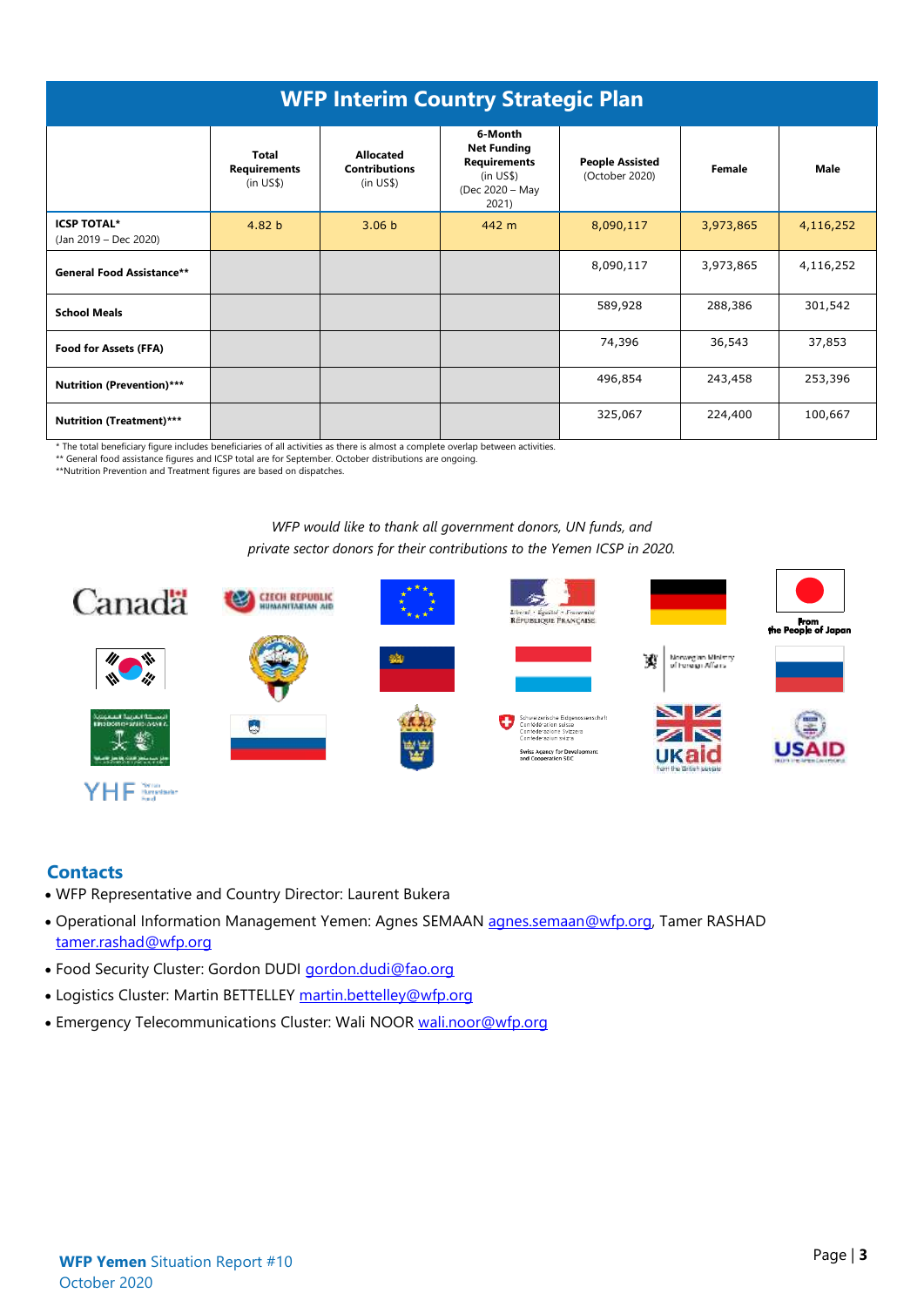## WFP Interim Country Strategic Plan

| | Total Requirements (in US$) | Allocated Contributions (in US$) | 6-Month Net Funding Requirements (in US$) (Dec 2020 – May 2021) | People Assisted (October 2020) | Female | Male |
|---|---|---|---|---|---|---|
| **ICSP TOTAL*** (Jan 2019 – Dec 2020) | 4.82 b | 3.06 b | 442 m | 8,090,117 | 3,973,865 | 4,116,252 |
| **General Food Assistance**** | | | | 8,090,117 | 3,973,865 | 4,116,252 |
| **School Meals** | | | | 589,928 | 288,386 | 301,542 |
| **Food for Assets (FFA)** | | | | 74,396 | 36,543 | 37,853 |
| **Nutrition (Prevention)***** | | | | 496,854 | 243,458 | 253,396 |
| **Nutrition (Treatment)***** | | | | 325,067 | 224,400 | 100,667 |

* The total beneficiary figure includes beneficiaries of all activities as there is almost a complete overlap between activities.
** General food assistance figures and ICSP total are for September. October distributions are ongoing.
**Nutrition Prevention and Treatment figures are based on dispatches.

*WFP would like to thank all government donors, UN funds, and private sector donors for their contributions to the Yemen ICSP in 2020.*

## Contacts

- WFP Representative and Country Director: Laurent Bukera
- Operational Information Management Yemen: Agnes SEMAAN agnes.semaan@wfp.org, Tamer RASHAD tamer.rashad@wfp.org
- Food Security Cluster: Gordon DUDI gordon.dudi@fao.org
- Logistics Cluster: Martin BETTELLEY martin.bettelley@wfp.org
- Emergency Telecommunications Cluster: Wali NOOR wali.noor@wfp.org